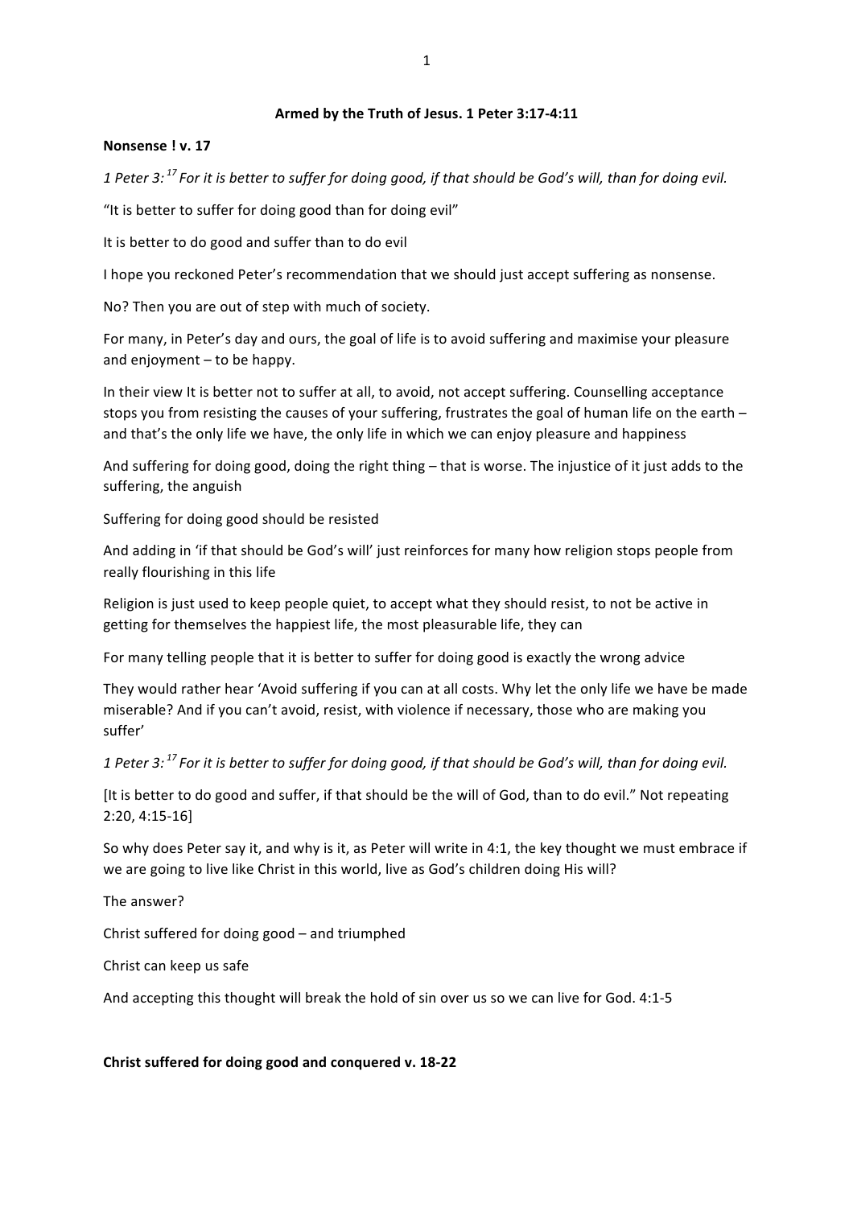**Armed by the Truth of Jesus. 1 Peter 3:17-4:11**

**Nonsense ! v. 17**

*1 Peter 3: [17] For it is better to suffer for doing good, if that should be God's will, than for doing evil.*

"It is better to suffer for doing good than for doing evil"

It is better to do good and suffer than to do evil

I hope you reckoned Peter's recommendation that we should just accept suffering as nonsense.

No? Then you are out of step with much of society.

For many, in Peter's day and ours, the goal of life is to avoid suffering and maximise your pleasure and enjoyment – to be happy.

In their view It is better not to suffer at all, to avoid, not accept suffering. Counselling acceptance stops you from resisting the causes of your suffering, frustrates the goal of human life on the earth – and that's the only life we have, the only life in which we can enjoy pleasure and happiness

And suffering for doing good, doing the right thing – that is worse. The injustice of it just adds to the suffering, the anguish

Suffering for doing good should be resisted

And adding in 'if that should be God's will' just reinforces for many how religion stops people from really flourishing in this life

Religion is just used to keep people quiet, to accept what they should resist, to not be active in getting for themselves the happiest life, the most pleasurable life, they can

For many telling people that it is better to suffer for doing good is exactly the wrong advice

They would rather hear 'Avoid suffering if you can at all costs. Why let the only life we have be made miserable? And if you can't avoid, resist, with violence if necessary, those who are making you suffer'

*1 Peter 3: [17] For it is better to suffer for doing good, if that should be God's will, than for doing evil.*

[It is better to do good and suffer, if that should be the will of God, than to do evil." Not repeating 2:20, 4:15-16]

So why does Peter say it, and why is it, as Peter will write in 4:1, the key thought we must embrace if we are going to live like Christ in this world, live as God's children doing His will?

The answer?

Christ suffered for doing good – and triumphed

Christ can keep us safe

And accepting this thought will break the hold of sin over us so we can live for God. 4:1-5

**Christ suffered for doing good and conquered v. 18-22**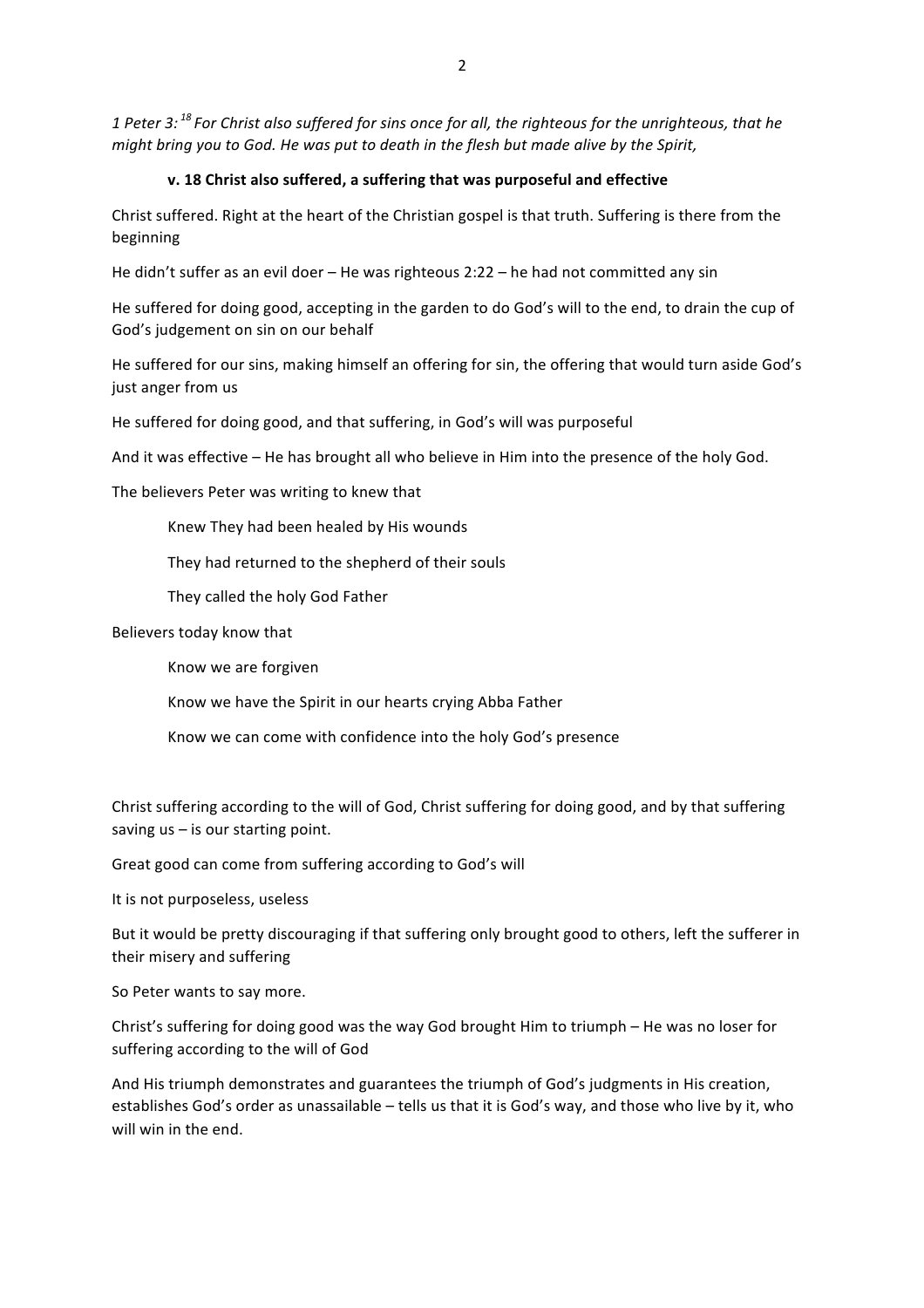*1 Peter 3: [18] For Christ also suffered for sins once for all, the righteous for the unrighteous, that he might bring you to God. He was put to death in the flesh but made alive by the Spirit,*

**v. 18 Christ also suffered, a suffering that was purposeful and effective**

Christ suffered. Right at the heart of the Christian gospel is that truth. Suffering is there from the beginning

He didn't suffer as an evil doer – He was righteous 2:22 – he had not committed any sin

He suffered for doing good, accepting in the garden to do God's will to the end, to drain the cup of God's judgement on sin on our behalf

He suffered for our sins, making himself an offering for sin, the offering that would turn aside God's just anger from us

He suffered for doing good, and that suffering, in God's will was purposeful

And it was effective – He has brought all who believe in Him into the presence of the holy God.

The believers Peter was writing to knew that

> Knew They had been healed by His wounds
>
> They had returned to the shepherd of their souls
>
> They called the holy God Father

Believers today know that

> Know we are forgiven
>
> Know we have the Spirit in our hearts crying Abba Father
>
> Know we can come with confidence into the holy God's presence

Christ suffering according to the will of God, Christ suffering for doing good, and by that suffering saving us – is our starting point.

Great good can come from suffering according to God's will

It is not purposeless, useless

But it would be pretty discouraging if that suffering only brought good to others, left the sufferer in their misery and suffering

So Peter wants to say more.

Christ's suffering for doing good was the way God brought Him to triumph – He was no loser for suffering according to the will of God

And His triumph demonstrates and guarantees the triumph of God's judgments in His creation, establishes God's order as unassailable – tells us that it is God's way, and those who live by it, who will win in the end.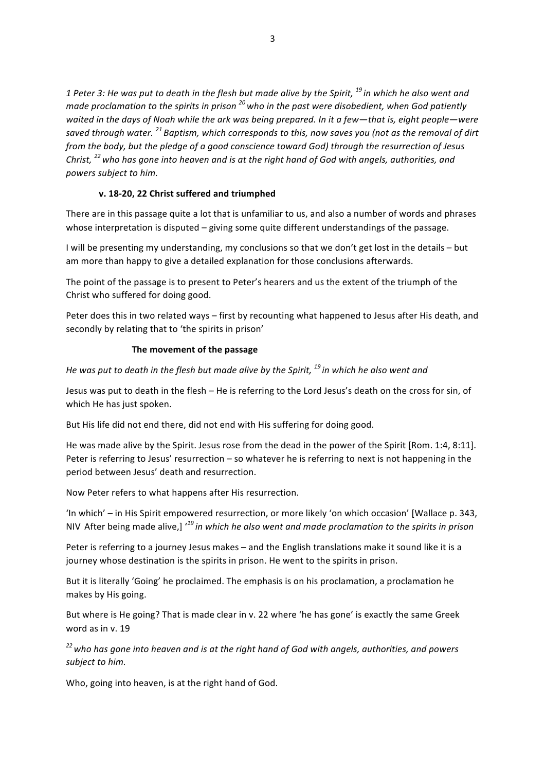*1 Peter 3: He was put to death in the flesh but made alive by the Spirit, [19] in which he also went and made proclamation to the spirits in prison [20] who in the past were disobedient, when God patiently waited in the days of Noah while the ark was being prepared. In it a few—that is, eight people—were saved through water. [21] Baptism, which corresponds to this, now saves you (not as the removal of dirt from the body, but the pledge of a good conscience toward God) through the resurrection of Jesus Christ, [22] who has gone into heaven and is at the right hand of God with angels, authorities, and powers subject to him.*

**v. 18-20, 22 Christ suffered and triumphed**

There are in this passage quite a lot that is unfamiliar to us, and also a number of words and phrases whose interpretation is disputed – giving some quite different understandings of the passage.

I will be presenting my understanding, my conclusions so that we don't get lost in the details – but am more than happy to give a detailed explanation for those conclusions afterwards.

The point of the passage is to present to Peter's hearers and us the extent of the triumph of the Christ who suffered for doing good.

Peter does this in two related ways – first by recounting what happened to Jesus after His death, and secondly by relating that to 'the spirits in prison'

**The movement of the passage**

*He was put to death in the flesh but made alive by the Spirit, [19] in which he also went and*

Jesus was put to death in the flesh – He is referring to the Lord Jesus's death on the cross for sin, of which He has just spoken.

But His life did not end there, did not end with His suffering for doing good.

He was made alive by the Spirit. Jesus rose from the dead in the power of the Spirit [Rom. 1:4, 8:11]. Peter is referring to Jesus' resurrection – so whatever he is referring to next is not happening in the period between Jesus' death and resurrection.

Now Peter refers to what happens after His resurrection.

'In which' – in His Spirit empowered resurrection, or more likely 'on which occasion' [Wallace p. 343, NIV After being made alive,] '*[19] in which he also went and made proclamation to the spirits in prison*

Peter is referring to a journey Jesus makes – and the English translations make it sound like it is a journey whose destination is the spirits in prison. He went to the spirits in prison.

But it is literally 'Going' he proclaimed. The emphasis is on his proclamation, a proclamation he makes by His going.

But where is He going? That is made clear in v. 22 where 'he has gone' is exactly the same Greek word as in v. 19

*[22] who has gone into heaven and is at the right hand of God with angels, authorities, and powers subject to him.*

Who, going into heaven, is at the right hand of God.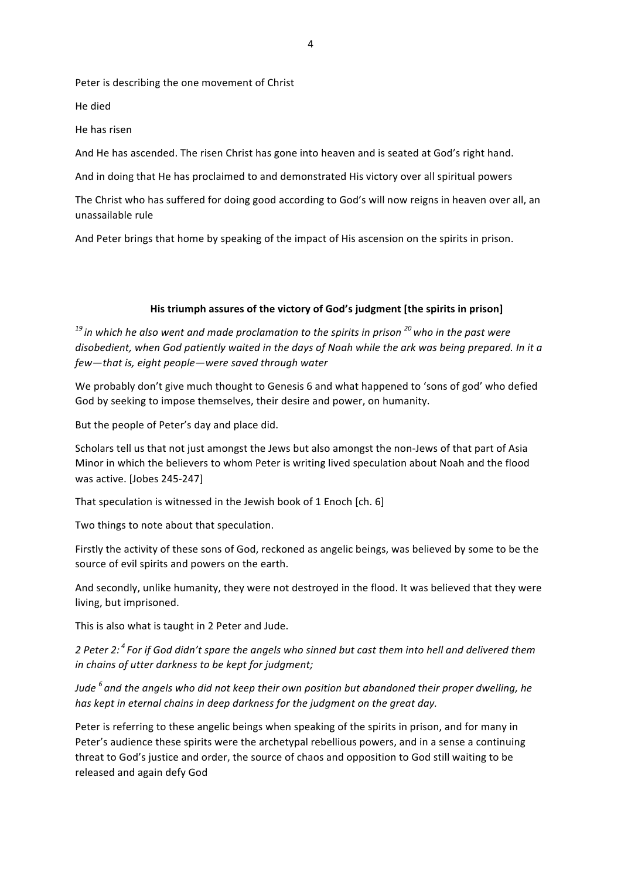Peter is describing the one movement of Christ

He died

He has risen

And He has ascended. The risen Christ has gone into heaven and is seated at God's right hand.

And in doing that He has proclaimed to and demonstrated His victory over all spiritual powers

The Christ who has suffered for doing good according to God's will now reigns in heaven over all, an unassailable rule

And Peter brings that home by speaking of the impact of His ascension on the spirits in prison.

### His triumph assures of the victory of God's judgment [the spirits in prison]

*[19] in which he also went and made proclamation to the spirits in prison [20] who in the past were disobedient, when God patiently waited in the days of Noah while the ark was being prepared. In it a few—that is, eight people—were saved through water*

We probably don't give much thought to Genesis 6 and what happened to 'sons of god' who defied God by seeking to impose themselves, their desire and power, on humanity.

But the people of Peter's day and place did.

Scholars tell us that not just amongst the Jews but also amongst the non-Jews of that part of Asia Minor in which the believers to whom Peter is writing lived speculation about Noah and the flood was active. [Jobes 245-247]

That speculation is witnessed in the Jewish book of 1 Enoch [ch. 6]

Two things to note about that speculation.

Firstly the activity of these sons of God, reckoned as angelic beings, was believed by some to be the source of evil spirits and powers on the earth.

And secondly, unlike humanity, they were not destroyed in the flood. It was believed that they were living, but imprisoned.

This is also what is taught in 2 Peter and Jude.

*2 Peter 2: [4] For if God didn't spare the angels who sinned but cast them into hell and delivered them in chains of utter darkness to be kept for judgment;*

*Jude [6] and the angels who did not keep their own position but abandoned their proper dwelling, he has kept in eternal chains in deep darkness for the judgment on the great day.*

Peter is referring to these angelic beings when speaking of the spirits in prison, and for many in Peter's audience these spirits were the archetypal rebellious powers, and in a sense a continuing threat to God's justice and order, the source of chaos and opposition to God still waiting to be released and again defy God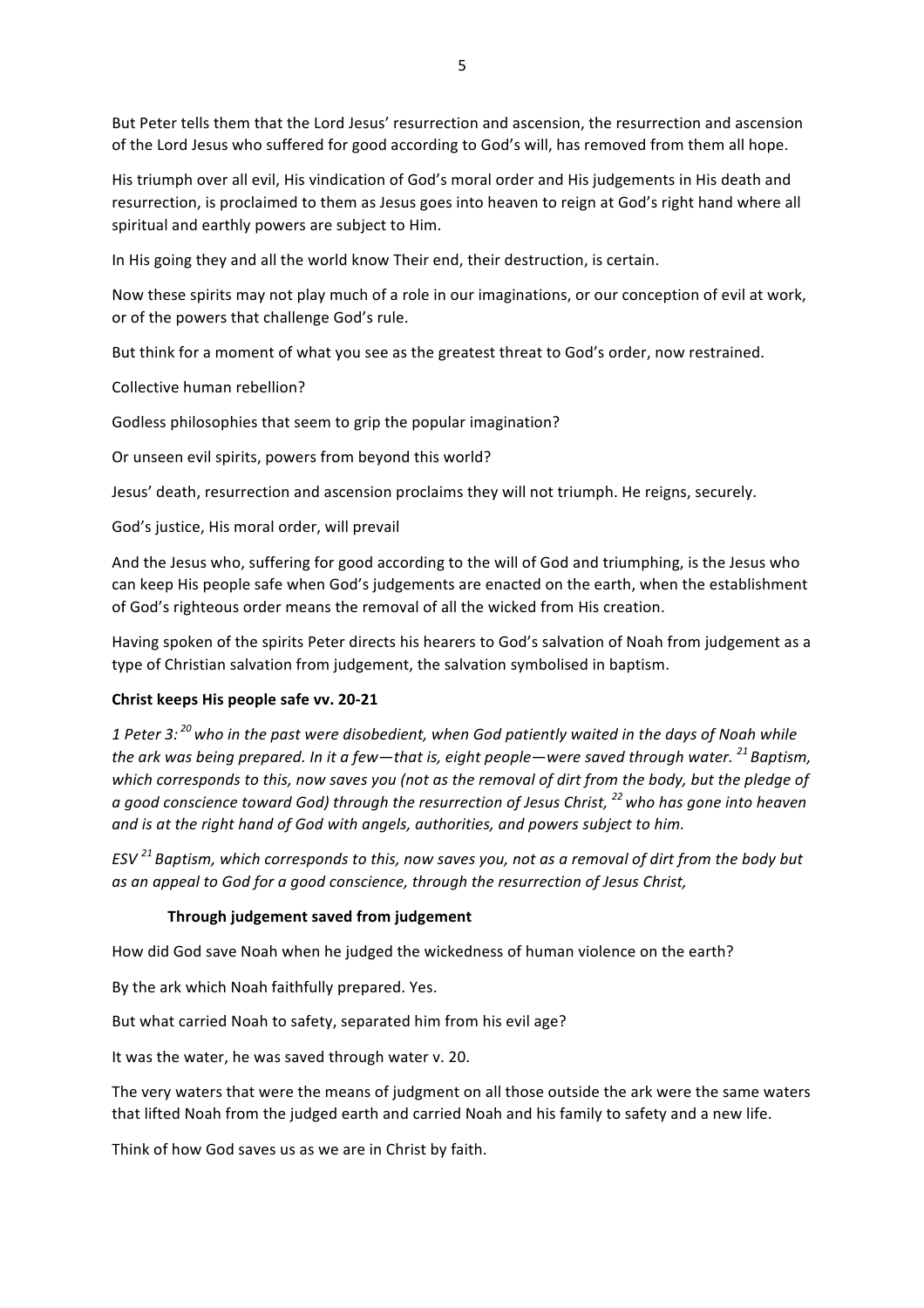But Peter tells them that the Lord Jesus' resurrection and ascension, the resurrection and ascension of the Lord Jesus who suffered for good according to God's will, has removed from them all hope.

His triumph over all evil, His vindication of God's moral order and His judgements in His death and resurrection, is proclaimed to them as Jesus goes into heaven to reign at God's right hand where all spiritual and earthly powers are subject to Him.

In His going they and all the world know Their end, their destruction, is certain.

Now these spirits may not play much of a role in our imaginations, or our conception of evil at work, or of the powers that challenge God's rule.

But think for a moment of what you see as the greatest threat to God's order, now restrained.

Collective human rebellion?

Godless philosophies that seem to grip the popular imagination?

Or unseen evil spirits, powers from beyond this world?

Jesus' death, resurrection and ascension proclaims they will not triumph. He reigns, securely.

God's justice, His moral order, will prevail

And the Jesus who, suffering for good according to the will of God and triumphing, is the Jesus who can keep His people safe when God's judgements are enacted on the earth, when the establishment of God's righteous order means the removal of all the wicked from His creation.

Having spoken of the spirits Peter directs his hearers to God's salvation of Noah from judgement as a type of Christian salvation from judgement, the salvation symbolised in baptism.

**Christ keeps His people safe vv. 20-21**

*1 Peter 3: [20] who in the past were disobedient, when God patiently waited in the days of Noah while the ark was being prepared. In it a few—that is, eight people—were saved through water. [21] Baptism, which corresponds to this, now saves you (not as the removal of dirt from the body, but the pledge of a good conscience toward God) through the resurrection of Jesus Christ, [22] who has gone into heaven and is at the right hand of God with angels, authorities, and powers subject to him.*

*ESV [21] Baptism, which corresponds to this, now saves you, not as a removal of dirt from the body but as an appeal to God for a good conscience, through the resurrection of Jesus Christ,*

**Through judgement saved from judgement**

How did God save Noah when he judged the wickedness of human violence on the earth?

By the ark which Noah faithfully prepared. Yes.

But what carried Noah to safety, separated him from his evil age?

It was the water, he was saved through water v. 20.

The very waters that were the means of judgment on all those outside the ark were the same waters that lifted Noah from the judged earth and carried Noah and his family to safety and a new life.

Think of how God saves us as we are in Christ by faith.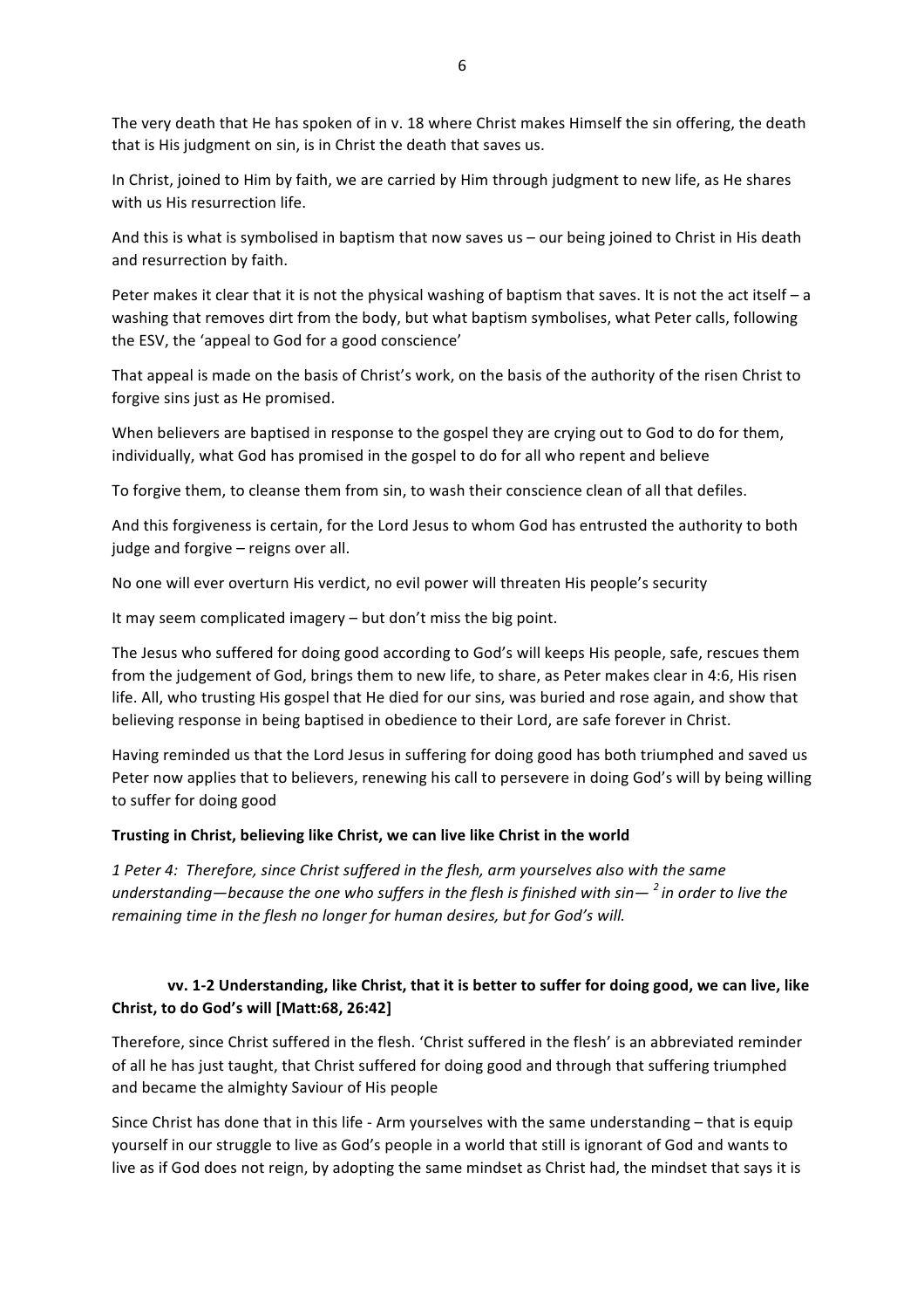The very death that He has spoken of in v. 18 where Christ makes Himself the sin offering, the death that is His judgment on sin, is in Christ the death that saves us.

In Christ, joined to Him by faith, we are carried by Him through judgment to new life, as He shares with us His resurrection life.

And this is what is symbolised in baptism that now saves us – our being joined to Christ in His death and resurrection by faith.

Peter makes it clear that it is not the physical washing of baptism that saves. It is not the act itself – a washing that removes dirt from the body, but what baptism symbolises, what Peter calls, following the ESV, the 'appeal to God for a good conscience'

That appeal is made on the basis of Christ's work, on the basis of the authority of the risen Christ to forgive sins just as He promised.

When believers are baptised in response to the gospel they are crying out to God to do for them, individually, what God has promised in the gospel to do for all who repent and believe

To forgive them, to cleanse them from sin, to wash their conscience clean of all that defiles.

And this forgiveness is certain, for the Lord Jesus to whom God has entrusted the authority to both judge and forgive – reigns over all.

No one will ever overturn His verdict, no evil power will threaten His people's security

It may seem complicated imagery – but don't miss the big point.

The Jesus who suffered for doing good according to God's will keeps His people, safe, rescues them from the judgement of God, brings them to new life, to share, as Peter makes clear in 4:6, His risen life. All, who trusting His gospel that He died for our sins, was buried and rose again, and show that believing response in being baptised in obedience to their Lord, are safe forever in Christ.

Having reminded us that the Lord Jesus in suffering for doing good has both triumphed and saved us Peter now applies that to believers, renewing his call to persevere in doing God's will by being willing to suffer for doing good

**Trusting in Christ, believing like Christ, we can live like Christ in the world**

*1 Peter 4: Therefore, since Christ suffered in the flesh, arm yourselves also with the same understanding—because the one who suffers in the flesh is finished with sin— [2] in order to live the remaining time in the flesh no longer for human desires, but for God's will.*

**vv. 1-2 Understanding, like Christ, that it is better to suffer for doing good, we can live, like Christ, to do God's will [Matt:68, 26:42]**

Therefore, since Christ suffered in the flesh. 'Christ suffered in the flesh' is an abbreviated reminder of all he has just taught, that Christ suffered for doing good and through that suffering triumphed and became the almighty Saviour of His people

Since Christ has done that in this life - Arm yourselves with the same understanding – that is equip yourself in our struggle to live as God's people in a world that still is ignorant of God and wants to live as if God does not reign, by adopting the same mindset as Christ had, the mindset that says it is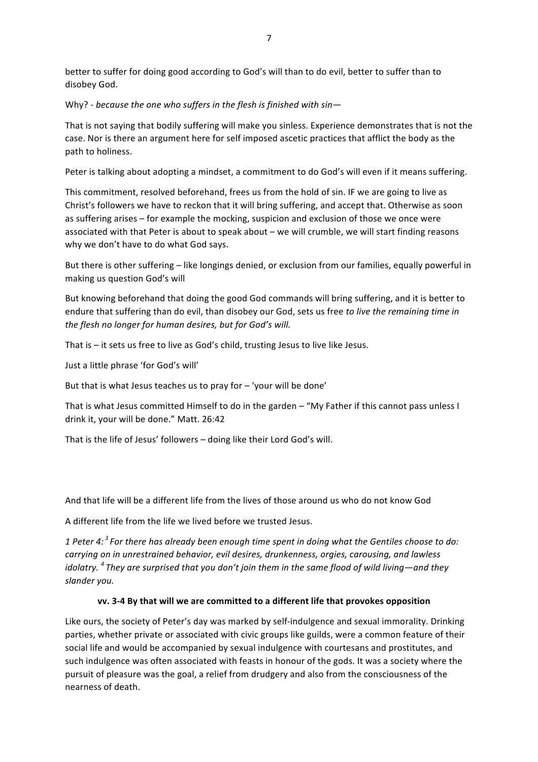better to suffer for doing good according to God's will than to do evil, better to suffer than to disobey God.

Why? - *because the one who suffers in the flesh is finished with sin—*

That is not saying that bodily suffering will make you sinless. Experience demonstrates that is not the case. Nor is there an argument here for self imposed ascetic practices that afflict the body as the path to holiness.

Peter is talking about adopting a mindset, a commitment to do God's will even if it means suffering.

This commitment, resolved beforehand, frees us from the hold of sin. IF we are going to live as Christ's followers we have to reckon that it will bring suffering, and accept that. Otherwise as soon as suffering arises – for example the mocking, suspicion and exclusion of those we once were associated with that Peter is about to speak about – we will crumble, we will start finding reasons why we don't have to do what God says.

But there is other suffering – like longings denied, or exclusion from our families, equally powerful in making us question God's will

But knowing beforehand that doing the good God commands will bring suffering, and it is better to endure that suffering than do evil, than disobey our God, sets us free *to live the remaining time in the flesh no longer for human desires, but for God's will.*

That is – it sets us free to live as God's child, trusting Jesus to live like Jesus.

Just a little phrase 'for God's will'

But that is what Jesus teaches us to pray for – 'your will be done'

That is what Jesus committed Himself to do in the garden – "My Father if this cannot pass unless I drink it, your will be done." Matt. 26:42

That is the life of Jesus' followers – doing like their Lord God's will.

And that life will be a different life from the lives of those around us who do not know God

A different life from the life we lived before we trusted Jesus.

*1 Peter 4: [3] For there has already been enough time spent in doing what the Gentiles choose to do: carrying on in unrestrained behavior, evil desires, drunkenness, orgies, carousing, and lawless idolatry. [4] They are surprised that you don't join them in the same flood of wild living—and they slander you.*

**vv. 3-4 By that will we are committed to a different life that provokes opposition**

Like ours, the society of Peter's day was marked by self-indulgence and sexual immorality. Drinking parties, whether private or associated with civic groups like guilds, were a common feature of their social life and would be accompanied by sexual indulgence with courtesans and prostitutes, and such indulgence was often associated with feasts in honour of the gods. It was a society where the pursuit of pleasure was the goal, a relief from drudgery and also from the consciousness of the nearness of death.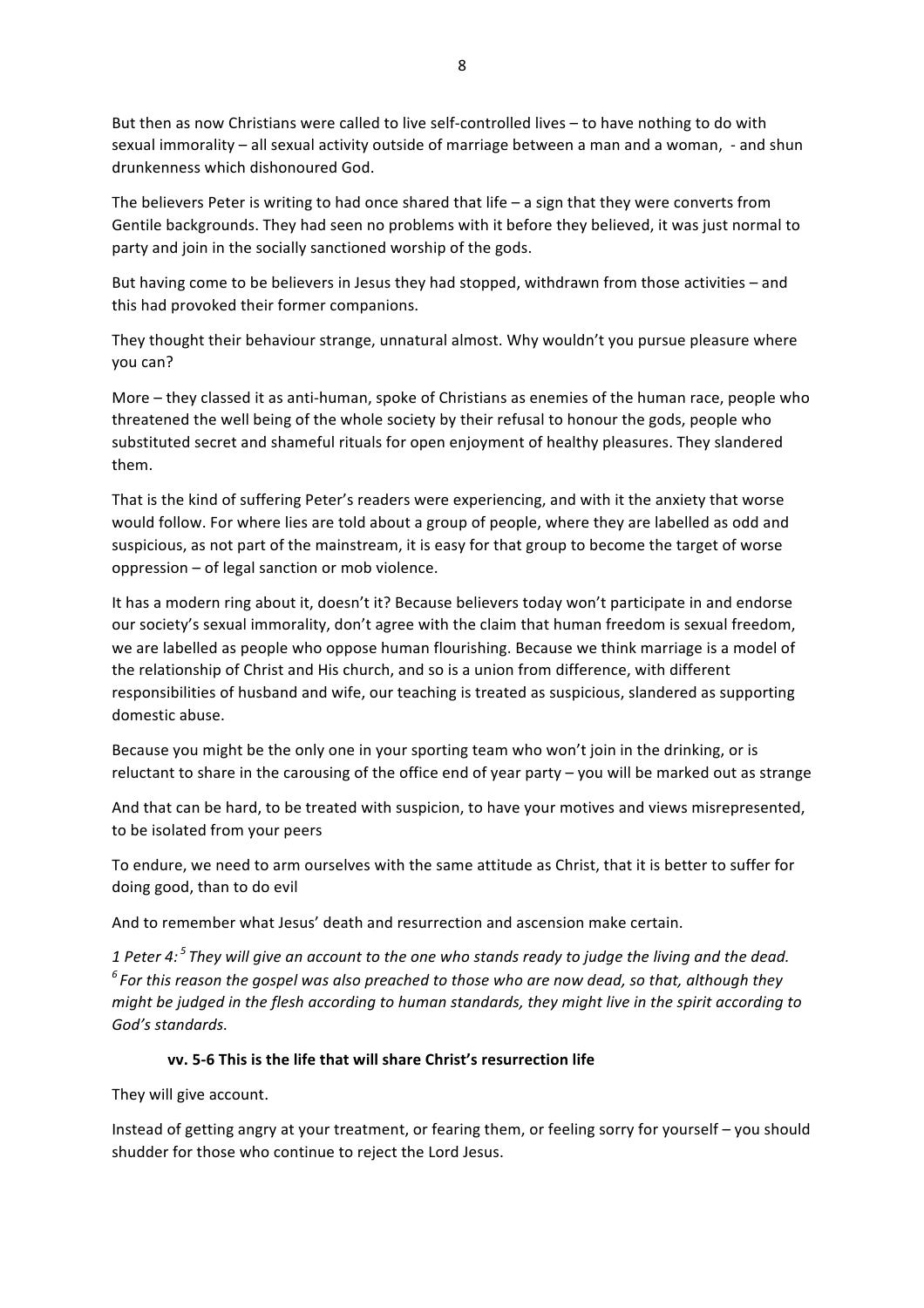But then as now Christians were called to live self-controlled lives – to have nothing to do with sexual immorality – all sexual activity outside of marriage between a man and a woman, - and shun drunkenness which dishonoured God.

The believers Peter is writing to had once shared that life – a sign that they were converts from Gentile backgrounds. They had seen no problems with it before they believed, it was just normal to party and join in the socially sanctioned worship of the gods.

But having come to be believers in Jesus they had stopped, withdrawn from those activities – and this had provoked their former companions.

They thought their behaviour strange, unnatural almost. Why wouldn't you pursue pleasure where you can?

More – they classed it as anti-human, spoke of Christians as enemies of the human race, people who threatened the well being of the whole society by their refusal to honour the gods, people who substituted secret and shameful rituals for open enjoyment of healthy pleasures. They slandered them.

That is the kind of suffering Peter's readers were experiencing, and with it the anxiety that worse would follow. For where lies are told about a group of people, where they are labelled as odd and suspicious, as not part of the mainstream, it is easy for that group to become the target of worse oppression – of legal sanction or mob violence.

It has a modern ring about it, doesn't it? Because believers today won't participate in and endorse our society's sexual immorality, don't agree with the claim that human freedom is sexual freedom, we are labelled as people who oppose human flourishing. Because we think marriage is a model of the relationship of Christ and His church, and so is a union from difference, with different responsibilities of husband and wife, our teaching is treated as suspicious, slandered as supporting domestic abuse.

Because you might be the only one in your sporting team who won't join in the drinking, or is reluctant to share in the carousing of the office end of year party – you will be marked out as strange

And that can be hard, to be treated with suspicion, to have your motives and views misrepresented, to be isolated from your peers

To endure, we need to arm ourselves with the same attitude as Christ, that it is better to suffer for doing good, than to do evil

And to remember what Jesus' death and resurrection and ascension make certain.

*1 Peter 4:[5] They will give an account to the one who stands ready to judge the living and the dead. [6] For this reason the gospel was also preached to those who are now dead, so that, although they might be judged in the flesh according to human standards, they might live in the spirit according to God's standards.*

**vv. 5-6 This is the life that will share Christ's resurrection life**

They will give account.

Instead of getting angry at your treatment, or fearing them, or feeling sorry for yourself – you should shudder for those who continue to reject the Lord Jesus.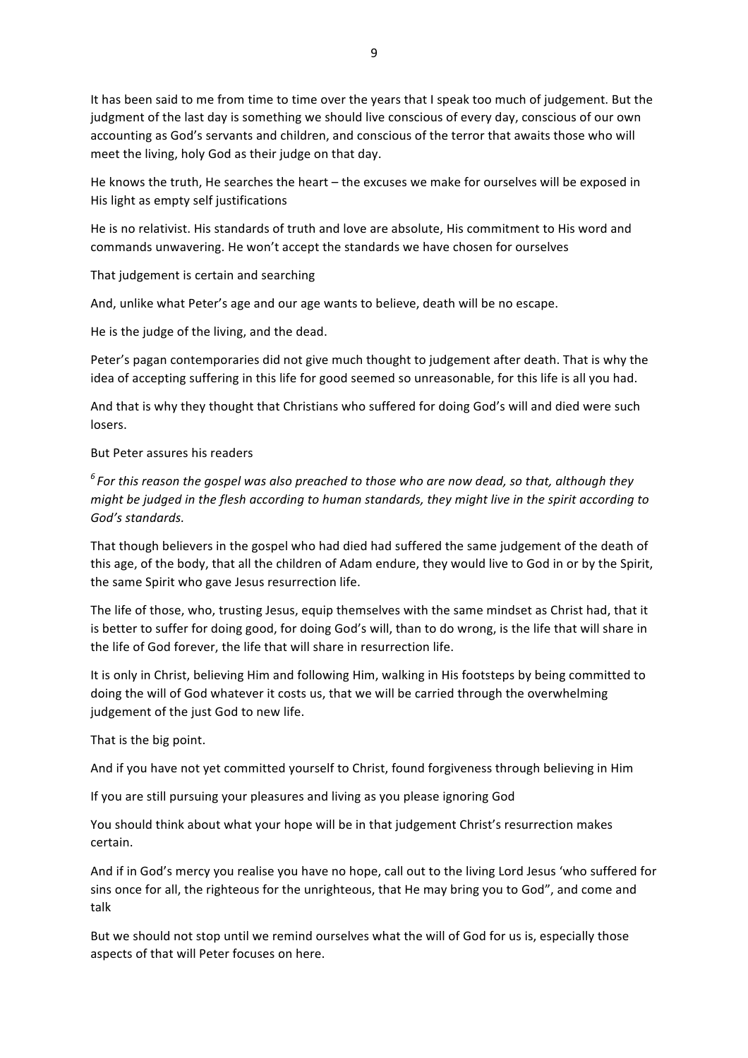It has been said to me from time to time over the years that I speak too much of judgement. But the judgment of the last day is something we should live conscious of every day, conscious of our own accounting as God's servants and children, and conscious of the terror that awaits those who will meet the living, holy God as their judge on that day.

He knows the truth, He searches the heart – the excuses we make for ourselves will be exposed in His light as empty self justifications

He is no relativist. His standards of truth and love are absolute, His commitment to His word and commands unwavering. He won't accept the standards we have chosen for ourselves

That judgement is certain and searching

And, unlike what Peter's age and our age wants to believe, death will be no escape.

He is the judge of the living, and the dead.

Peter's pagan contemporaries did not give much thought to judgement after death. That is why the idea of accepting suffering in this life for good seemed so unreasonable, for this life is all you had.

And that is why they thought that Christians who suffered for doing God's will and died were such losers.

But Peter assures his readers

*[6] For this reason the gospel was also preached to those who are now dead, so that, although they might be judged in the flesh according to human standards, they might live in the spirit according to God's standards.*

That though believers in the gospel who had died had suffered the same judgement of the death of this age, of the body, that all the children of Adam endure, they would live to God in or by the Spirit, the same Spirit who gave Jesus resurrection life.

The life of those, who, trusting Jesus, equip themselves with the same mindset as Christ had, that it is better to suffer for doing good, for doing God's will, than to do wrong, is the life that will share in the life of God forever, the life that will share in resurrection life.

It is only in Christ, believing Him and following Him, walking in His footsteps by being committed to doing the will of God whatever it costs us, that we will be carried through the overwhelming judgement of the just God to new life.

That is the big point.

And if you have not yet committed yourself to Christ, found forgiveness through believing in Him

If you are still pursuing your pleasures and living as you please ignoring God

You should think about what your hope will be in that judgement Christ's resurrection makes certain.

And if in God's mercy you realise you have no hope, call out to the living Lord Jesus 'who suffered for sins once for all, the righteous for the unrighteous, that He may bring you to God", and come and talk

But we should not stop until we remind ourselves what the will of God for us is, especially those aspects of that will Peter focuses on here.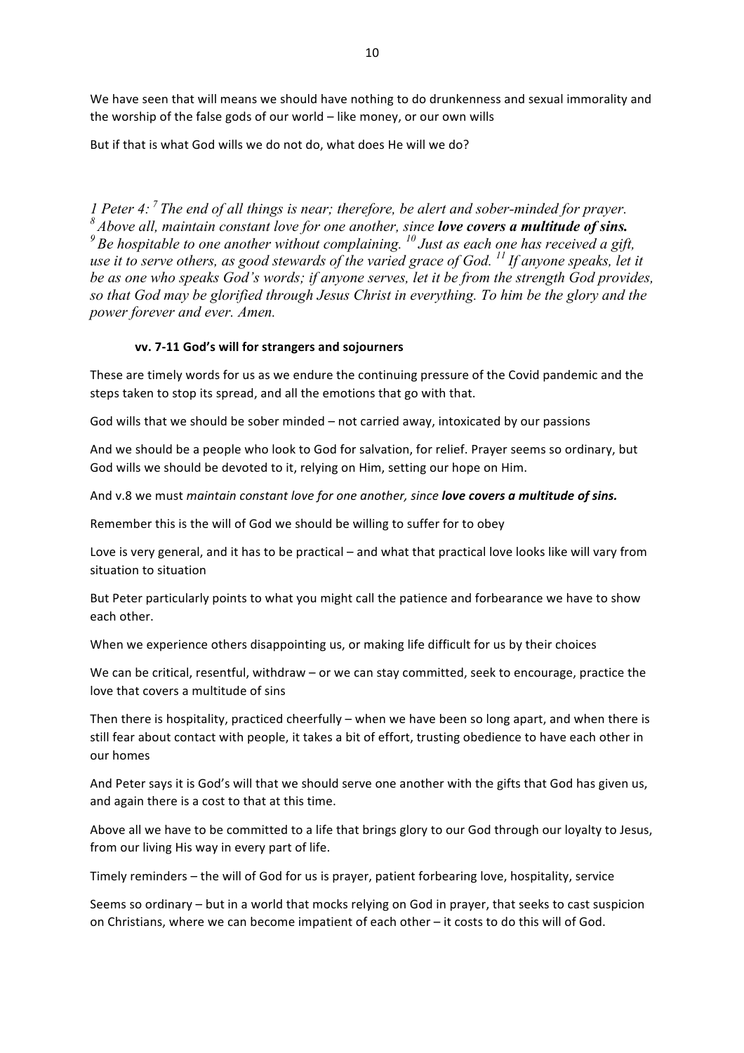We have seen that will means we should have nothing to do drunkenness and sexual immorality and the worship of the false gods of our world – like money, or our own wills

But if that is what God wills we do not do, what does He will we do?

*1 Peter 4: [7] The end of all things is near; therefore, be alert and sober-minded for prayer. [8] Above all, maintain constant love for one another, since* ***love covers a multitude of sins.*** *[9] Be hospitable to one another without complaining. [10] Just as each one has received a gift, use it to serve others, as good stewards of the varied grace of God. [11] If anyone speaks, let it be as one who speaks God's words; if anyone serves, let it be from the strength God provides, so that God may be glorified through Jesus Christ in everything. To him be the glory and the power forever and ever. Amen.*

**vv. 7-11 God's will for strangers and sojourners**

These are timely words for us as we endure the continuing pressure of the Covid pandemic and the steps taken to stop its spread, and all the emotions that go with that.

God wills that we should be sober minded – not carried away, intoxicated by our passions

And we should be a people who look to God for salvation, for relief. Prayer seems so ordinary, but God wills we should be devoted to it, relying on Him, setting our hope on Him.

And v.8 we must *maintain constant love for one another, since* ***love covers a multitude of sins.***

Remember this is the will of God we should be willing to suffer for to obey

Love is very general, and it has to be practical – and what that practical love looks like will vary from situation to situation

But Peter particularly points to what you might call the patience and forbearance we have to show each other.

When we experience others disappointing us, or making life difficult for us by their choices

We can be critical, resentful, withdraw – or we can stay committed, seek to encourage, practice the love that covers a multitude of sins

Then there is hospitality, practiced cheerfully – when we have been so long apart, and when there is still fear about contact with people, it takes a bit of effort, trusting obedience to have each other in our homes

And Peter says it is God's will that we should serve one another with the gifts that God has given us, and again there is a cost to that at this time.

Above all we have to be committed to a life that brings glory to our God through our loyalty to Jesus, from our living His way in every part of life.

Timely reminders – the will of God for us is prayer, patient forbearing love, hospitality, service

Seems so ordinary – but in a world that mocks relying on God in prayer, that seeks to cast suspicion on Christians, where we can become impatient of each other – it costs to do this will of God.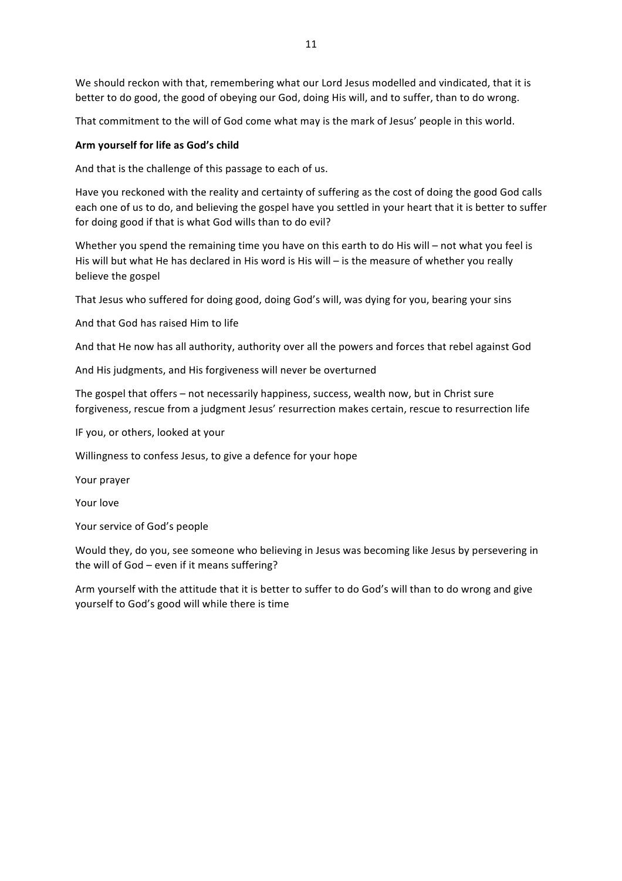We should reckon with that, remembering what our Lord Jesus modelled and vindicated, that it is better to do good, the good of obeying our God, doing His will, and to suffer, than to do wrong.

That commitment to the will of God come what may is the mark of Jesus' people in this world.

**Arm yourself for life as God's child**

And that is the challenge of this passage to each of us.

Have you reckoned with the reality and certainty of suffering as the cost of doing the good God calls each one of us to do, and believing the gospel have you settled in your heart that it is better to suffer for doing good if that is what God wills than to do evil?

Whether you spend the remaining time you have on this earth to do His will – not what you feel is His will but what He has declared in His word is His will – is the measure of whether you really believe the gospel

That Jesus who suffered for doing good, doing God's will, was dying for you, bearing your sins

And that God has raised Him to life

And that He now has all authority, authority over all the powers and forces that rebel against God

And His judgments, and His forgiveness will never be overturned

The gospel that offers – not necessarily happiness, success, wealth now, but in Christ sure forgiveness, rescue from a judgment Jesus' resurrection makes certain, rescue to resurrection life

IF you, or others, looked at your

Willingness to confess Jesus, to give a defence for your hope

Your prayer

Your love

Your service of God's people

Would they, do you, see someone who believing in Jesus was becoming like Jesus by persevering in the will of God – even if it means suffering?

Arm yourself with the attitude that it is better to suffer to do God's will than to do wrong and give yourself to God's good will while there is time